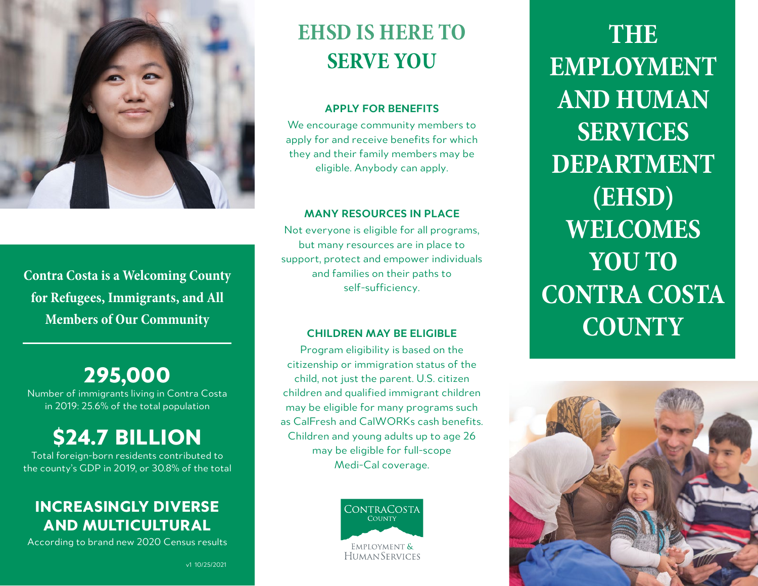# THE EMPLOYMENT AND HUMAN SERVICES DEPARTMENT (EHSD) WELCOMES YOU TO CONTRA COSTA COUNTY

## EHSD IS HERE TO SERVE YOU

### APPLY FOR BENEFITS

We encourage community members to apply for and receive benefits for which they and their family members may be eligible. Anybody can apply.

### MANY RESOURCES IN PLACE

Not everyone is eligible for all programs, but many resources are in place to support, protect and empower individuals and families on their paths to self-sufficiency.

### CHILDREN MAY BE ELIGIBLE

Program eligibility is based on the citizenship or immigration status of the child, not just the parent. U.S. citizen children and qualified immigrant children may be eligible for many programs such as CalFresh and CalWORKs cash benefits. Children and young adults up to age 26 may be eligible for full-scope Medi-Cal coverage.

Contra Costa County
Employment & Human Services

**Contra Costa is a Welcoming County for Refugees, Immigrants, and All Members of Our Community**

## 295,000

Number of immigrants living in Contra Costa in 2019: 25.6% of the total population

## $24.7 BILLION

Total foreign-born residents contributed to the county's GDP in 2019, or 30.8% of the total

## INCREASINGLY DIVERSE AND MULTICULTURAL

According to brand new 2020 Census results

v1 10/25/2021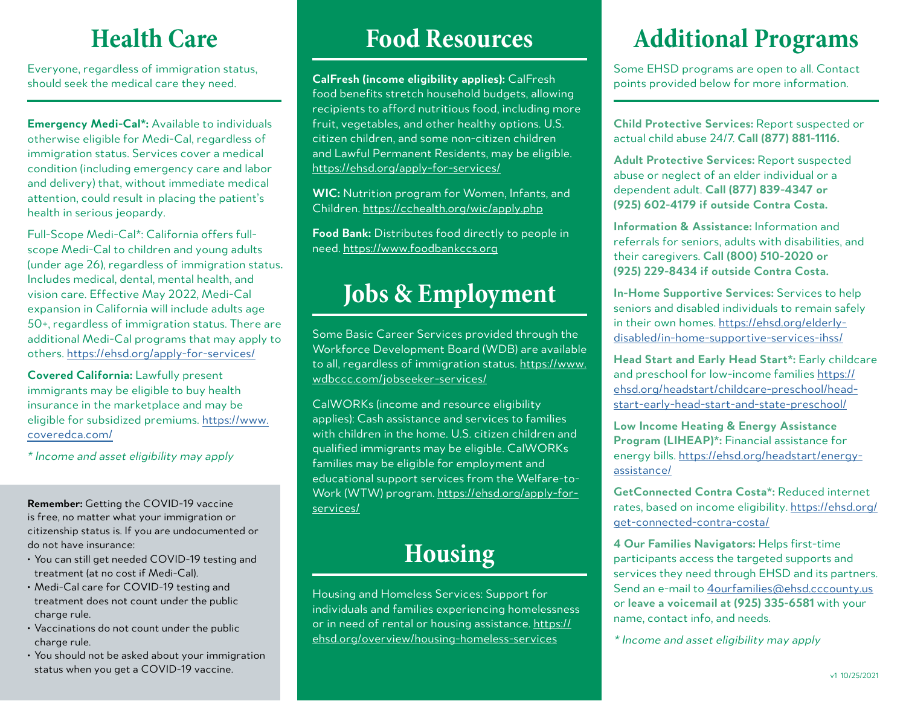# Health Care

Everyone, regardless of immigration status, should seek the medical care they need.

**Emergency Medi-Cal*:** Available to individuals otherwise eligible for Medi-Cal, regardless of immigration status. Services cover a medical condition (including emergency care and labor and delivery) that, without immediate medical attention, could result in placing the patient's health in serious jeopardy.

Full-Scope Medi-Cal*: California offers full-scope Medi-Cal to children and young adults (under age 26), regardless of immigration status. Includes medical, dental, mental health, and vision care. Effective May 2022, Medi-Cal expansion in California will include adults age 50+, regardless of immigration status. There are additional Medi-Cal programs that may apply to others. https://ehsd.org/apply-for-services/

**Covered California:** Lawfully present immigrants may be eligible to buy health insurance in the marketplace and may be eligible for subsidized premiums. https://www.coveredca.com/

*\* Income and asset eligibility may apply*

**Remember:** Getting the COVID-19 vaccine is free, no matter what your immigration or citizenship status is. If you are undocumented or do not have insurance:

- You can still get needed COVID-19 testing and treatment (at no cost if Medi-Cal).
- Medi-Cal care for COVID-19 testing and treatment does not count under the public charge rule.
- Vaccinations do not count under the public charge rule.
- You should not be asked about your immigration status when you get a COVID-19 vaccine.

# Food Resources

**CalFresh (income eligibility applies):** CalFresh food benefits stretch household budgets, allowing recipients to afford nutritious food, including more fruit, vegetables, and other healthy options. U.S. citizen children, and some non-citizen children and Lawful Permanent Residents, may be eligible. https://ehsd.org/apply-for-services/

**WIC:** Nutrition program for Women, Infants, and Children. https://cchealth.org/wic/apply.php

**Food Bank:** Distributes food directly to people in need. https://www.foodbankccs.org

# Jobs & Employment

Some Basic Career Services provided through the Workforce Development Board (WDB) are available to all, regardless of immigration status. https://www.wdbccc.com/jobseeker-services/

CalWORKs (income and resource eligibility applies): Cash assistance and services to families with children in the home. U.S. citizen children and qualified immigrants may be eligible. CalWORKs families may be eligible for employment and educational support services from the Welfare-to-Work (WTW) program. https://ehsd.org/apply-for-services/

# Housing

Housing and Homeless Services: Support for individuals and families experiencing homelessness or in need of rental or housing assistance. https://ehsd.org/overview/housing-homeless-services

# Additional Programs

Some EHSD programs are open to all. Contact points provided below for more information.

**Child Protective Services:** Report suspected or actual child abuse 24/7. **Call (877) 881-1116.**

**Adult Protective Services:** Report suspected abuse or neglect of an elder individual or a dependent adult. **Call (877) 839-4347 or (925) 602-4179 if outside Contra Costa.**

**Information & Assistance:** Information and referrals for seniors, adults with disabilities, and their caregivers. **Call (800) 510-2020 or (925) 229-8434 if outside Contra Costa.**

**In-Home Supportive Services:** Services to help seniors and disabled individuals to remain safely in their own homes. https://ehsd.org/elderly-disabled/in-home-supportive-services-ihss/

**Head Start and Early Head Start*:** Early childcare and preschool for low-income families https://ehsd.org/headstart/childcare-preschool/head-start-early-head-start-and-state-preschool/

**Low Income Heating & Energy Assistance Program (LIHEAP)*:** Financial assistance for energy bills. https://ehsd.org/headstart/energy-assistance/

**GetConnected Contra Costa*:** Reduced internet rates, based on income eligibility. https://ehsd.org/get-connected-contra-costa/

**4 Our Families Navigators:** Helps first-time participants access the targeted supports and services they need through EHSD and its partners. Send an e-mail to 4ourfamilies@ehsd.cccounty.us or **leave a voicemail at (925) 335-6581** with your name, contact info, and needs.

*\* Income and asset eligibility may apply*

v1 10/25/2021